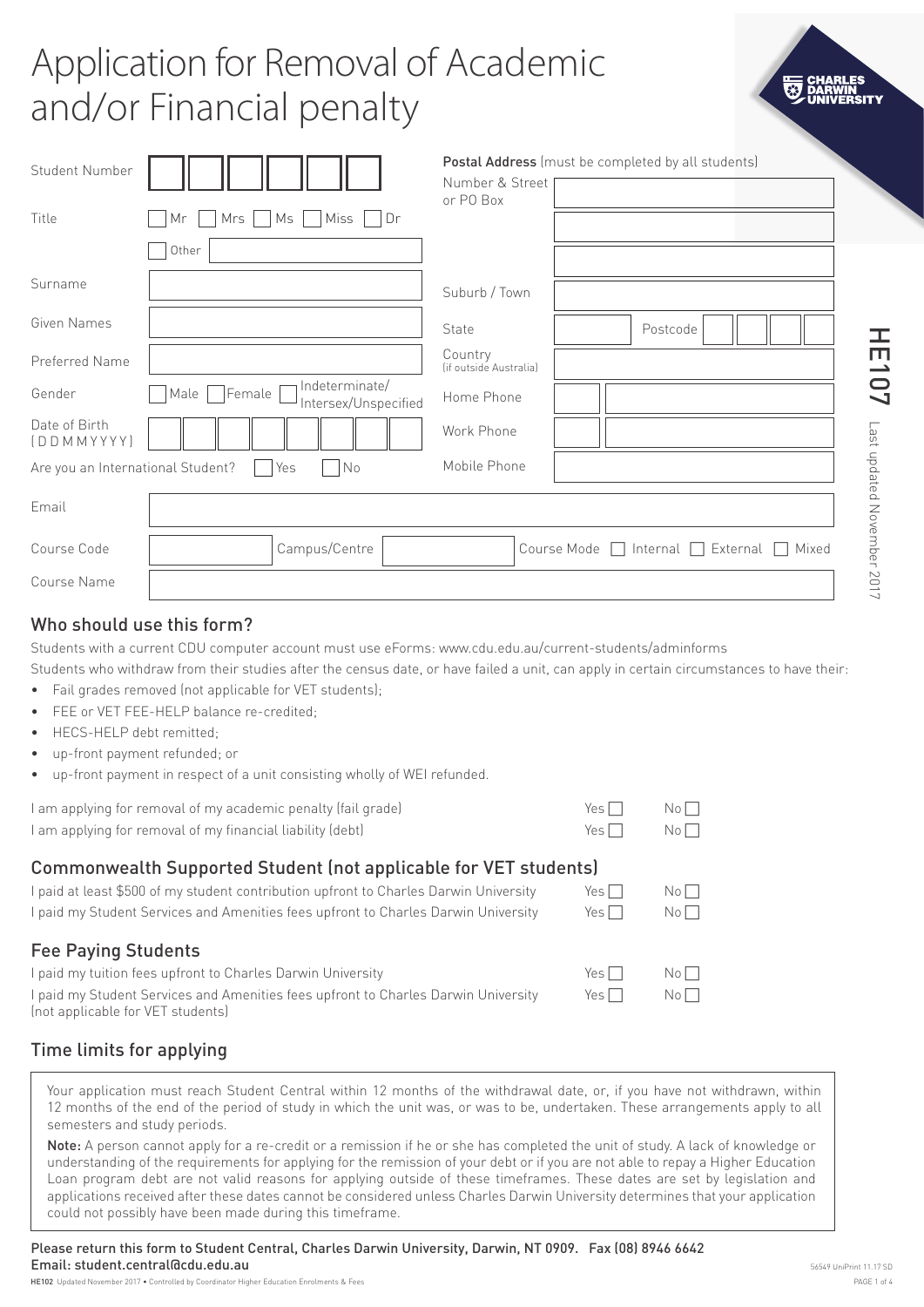# Application for Removal of Academic and/or Financial penalty

CHARLES DARWIN UNIVERSITY

HE107 Last updated November 2017

| | |
|---|---|
| Student Number | |
| Title | Mr ☐ Mrs ☐ Ms ☐ Miss ☐ Dr ☐ Other ☐ |
| Surname | |
| Given Names | |
| Preferred Name | |
| Gender | ☐ Male ☐ Female ☐ Indeterminate/ Intersex/Unspecified |
| Date of Birth (DDMMYYYY) | |
| Are you an International Student? | ☐ Yes ☐ No |

**Postal Address** (must be completed by all students)

| | |
|---|---|
| Number & Street or PO Box | |
| Suburb / Town | |
| State | Postcode |
| Country (if outside Australia) | |
| Home Phone | |
| Work Phone | |
| Mobile Phone | |

| | |
|---|---|
| Email | |
| Course Code | Campus/Centre |
| Course Mode | ☐ Internal ☐ External ☐ Mixed |
| Course Name | |

## Who should use this form?

Students with a current CDU computer account must use eForms: www.cdu.edu.au/current-students/adminforms

Students who withdraw from their studies after the census date, or have failed a unit, can apply in certain circumstances to have their:

- Fail grades removed (not applicable for VET students);
- FEE or VET FEE-HELP balance re-credited;
- HECS-HELP debt remitted;
- up-front payment refunded; or
- up-front payment in respect of a unit consisting wholly of WEI refunded.

| | | |
|---|---|---|
| I am applying for removal of my academic penalty (fail grade) | Yes ☐ | No ☐ |
| I am applying for removal of my financial liability (debt) | Yes ☐ | No ☐ |

## Commonwealth Supported Student (not applicable for VET students)

| | | |
|---|---|---|
| I paid at least $500 of my student contribution upfront to Charles Darwin University | Yes ☐ | No ☐ |
| I paid my Student Services and Amenities fees upfront to Charles Darwin University | Yes ☐ | No ☐ |

## Fee Paying Students

| | | |
|---|---|---|
| I paid my tuition fees upfront to Charles Darwin University | Yes ☐ | No ☐ |
| I paid my Student Services and Amenities fees upfront to Charles Darwin University (not applicable for VET students) | Yes ☐ | No ☐ |

## Time limits for applying

Your application must reach Student Central within 12 months of the withdrawal date, or, if you have not withdrawn, within 12 months of the end of the period of study in which the unit was, or was to be, undertaken. These arrangements apply to all semesters and study periods.

**Note:** A person cannot apply for a re-credit or a remission if he or she has completed the unit of study. A lack of knowledge or understanding of the requirements for applying for the remission of your debt or if you are not able to repay a Higher Education Loan program debt are not valid reasons for applying outside of these timeframes. These dates are set by legislation and applications received after these dates cannot be considered unless Charles Darwin University determines that your application could not possibly have been made during this timeframe.

Please return this form to Student Central, Charles Darwin University, Darwin, NT 0909. Fax (08) 8946 6642
Email: student.central@cdu.edu.au

HE102 Updated November 2017 • Controlled by Coordinator Higher Education Enrolments & Fees

56549 UniPrint 11.17 SD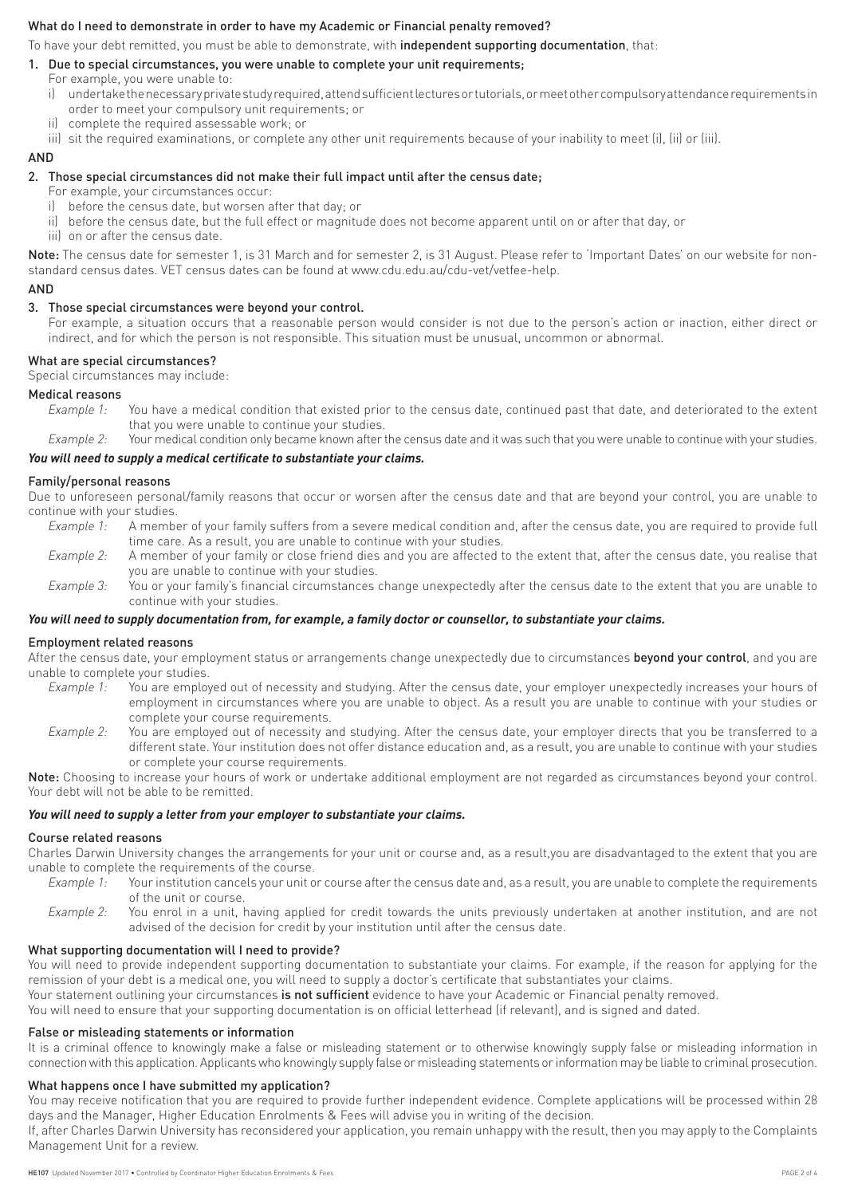## What do I need to demonstrate in order to have my Academic or Financial penalty removed?

To have your debt remitted, you must be able to demonstrate, with **independent supporting documentation**, that:

1. Due to special circumstances, you were unable to complete your unit requirements;
   For example, you were unable to:
   i) undertake the necessary private study required, attend sufficient lectures or tutorials, or meet other compulsory attendance requirements in order to meet your compulsory unit requirements; or
   ii) complete the required assessable work; or
   iii) sit the required examinations, or complete any other unit requirements because of your inability to meet (i), (ii) or (iii).

AND

2. Those special circumstances did not make their full impact until after the census date;
   For example, your circumstances occur:
   i) before the census date, but worsen after that day; or
   ii) before the census date, but the full effect or magnitude does not become apparent until on or after that day, or
   iii) on or after the census date.

**Note:** The census date for semester 1, is 31 March and for semester 2, is 31 August. Please refer to 'Important Dates' on our website for non-standard census dates. VET census dates can be found at www.cdu.edu.au/cdu-vet/vetfee-help.

AND

3. Those special circumstances were beyond your control.
   For example, a situation occurs that a reasonable person would consider is not due to the person's action or inaction, either direct or indirect, and for which the person is not responsible. This situation must be unusual, uncommon or abnormal.

## What are special circumstances?

Special circumstances may include:

### Medical reasons

*Example 1:* You have a medical condition that existed prior to the census date, continued past that date, and deteriorated to the extent that you were unable to continue your studies.

*Example 2:* Your medical condition only became known after the census date and it was such that you were unable to continue with your studies.

***You will need to supply a medical certificate to substantiate your claims.***

### Family/personal reasons

Due to unforeseen personal/family reasons that occur or worsen after the census date and that are beyond your control, you are unable to continue with your studies.

*Example 1:* A member of your family suffers from a severe medical condition and, after the census date, you are required to provide full time care. As a result, you are unable to continue with your studies.

*Example 2:* A member of your family or close friend dies and you are affected to the extent that, after the census date, you realise that you are unable to continue with your studies.

*Example 3:* You or your family's financial circumstances change unexpectedly after the census date to the extent that you are unable to continue with your studies.

***You will need to supply documentation from, for example, a family doctor or counsellor, to substantiate your claims.***

### Employment related reasons

After the census date, your employment status or arrangements change unexpectedly due to circumstances **beyond your control**, and you are unable to complete your studies.

*Example 1:* You are employed out of necessity and studying. After the census date, your employer unexpectedly increases your hours of employment in circumstances where you are unable to object. As a result you are unable to continue with your studies or complete your course requirements.

*Example 2:* You are employed out of necessity and studying. After the census date, your employer directs that you be transferred to a different state. Your institution does not offer distance education and, as a result, you are unable to continue with your studies or complete your course requirements.

**Note:** Choosing to increase your hours of work or undertake additional employment are not regarded as circumstances beyond your control. Your debt will not be able to be remitted.

***You will need to supply a letter from your employer to substantiate your claims.***

### Course related reasons

Charles Darwin University changes the arrangements for your unit or course and, as a result,you are disadvantaged to the extent that you are unable to complete the requirements of the course.

*Example 1:* Your institution cancels your unit or course after the census date and, as a result, you are unable to complete the requirements of the unit or course.

*Example 2:* You enrol in a unit, having applied for credit towards the units previously undertaken at another institution, and are not advised of the decision for credit by your institution until after the census date.

## What supporting documentation will I need to provide?

You will need to provide independent supporting documentation to substantiate your claims. For example, if the reason for applying for the remission of your debt is a medical one, you will need to supply a doctor's certificate that substantiates your claims.

Your statement outlining your circumstances **is not sufficient** evidence to have your Academic or Financial penalty removed.

You will need to ensure that your supporting documentation is on official letterhead (if relevant), and is signed and dated.

## False or misleading statements or information

It is a criminal offence to knowingly make a false or misleading statement or to otherwise knowingly supply false or misleading information in connection with this application. Applicants who knowingly supply false or misleading statements or information may be liable to criminal prosecution.

## What happens once I have submitted my application?

You may receive notification that you are required to provide further independent evidence. Complete applications will be processed within 28 days and the Manager, Higher Education Enrolments & Fees will advise you in writing of the decision.

If, after Charles Darwin University has reconsidered your application, you remain unhappy with the result, then you may apply to the Complaints Management Unit for a review.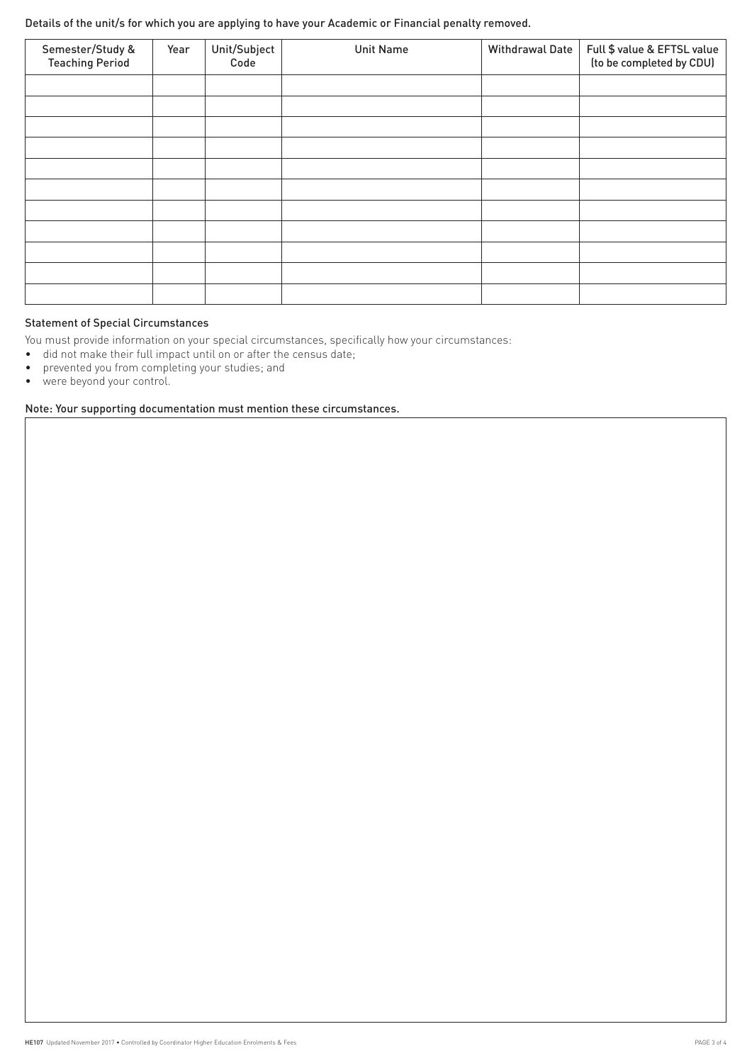Details of the unit/s for which you are applying to have your Academic or Financial penalty removed.

| Semester/Study & Teaching Period | Year | Unit/Subject Code | Unit Name | Withdrawal Date | Full $ value & EFTSL value (to be completed by CDU) |
|---|---|---|---|---|---|
| | | | | | |
| | | | | | |
| | | | | | |
| | | | | | |
| | | | | | |
| | | | | | |
| | | | | | |
| | | | | | |
| | | | | | |
| | | | | | |
| | | | | | |

### Statement of Special Circumstances

You must provide information on your special circumstances, specifically how your circumstances:

- did not make their full impact until on or after the census date;
- prevented you from completing your studies; and
- were beyond your control.

Note: Your supporting documentation must mention these circumstances.

HE107 Updated November 2017 • Controlled by Coordinator Higher Education Enrolments & Fees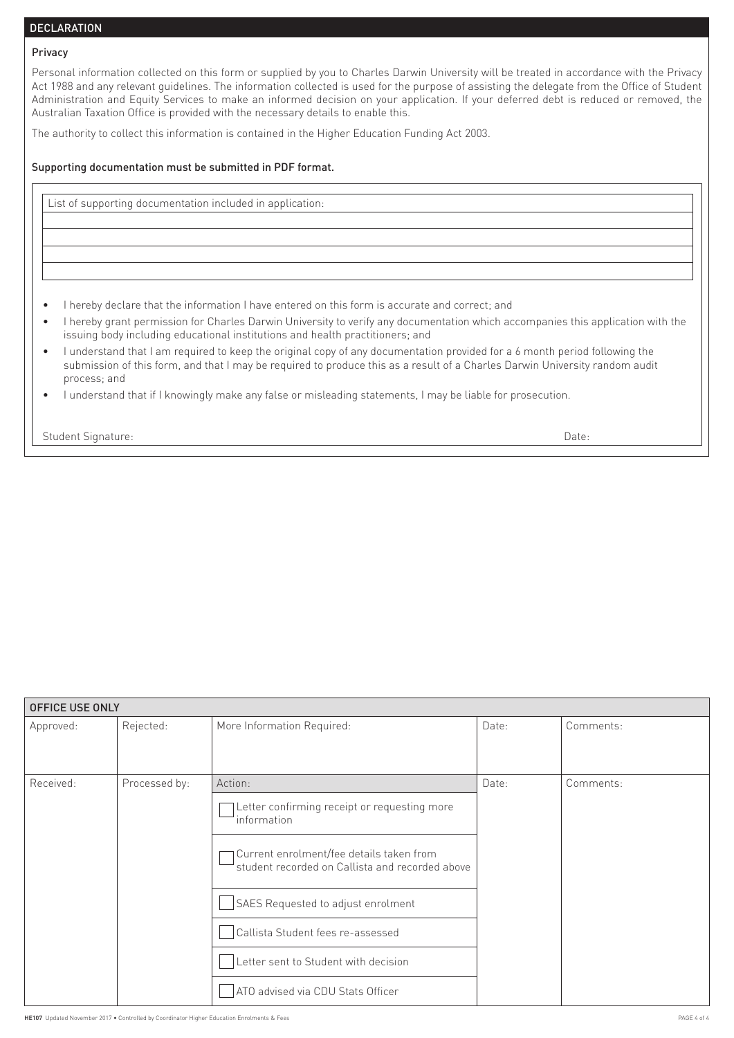## DECLARATION

### Privacy

Personal information collected on this form or supplied by you to Charles Darwin University will be treated in accordance with the Privacy Act 1988 and any relevant guidelines. The information collected is used for the purpose of assisting the delegate from the Office of Student Administration and Equity Services to make an informed decision on your application. If your deferred debt is reduced or removed, the Australian Taxation Office is provided with the necessary details to enable this.

The authority to collect this information is contained in the Higher Education Funding Act 2003.

### Supporting documentation must be submitted in PDF format.

| List of supporting documentation included in application: |
| --- |
| |
| |
| |
| |

- I hereby declare that the information I have entered on this form is accurate and correct; and
- I hereby grant permission for Charles Darwin University to verify any documentation which accompanies this application with the issuing body including educational institutions and health practitioners; and
- I understand that I am required to keep the original copy of any documentation provided for a 6 month period following the submission of this form, and that I may be required to produce this as a result of a Charles Darwin University random audit process; and
- I understand that if I knowingly make any false or misleading statements, I may be liable for prosecution.

Student Signature: Date:

## OFFICE USE ONLY

| Approved: | Rejected: | More Information Required: | Date: | Comments: |
| --- | --- | --- | --- | --- |
| Received: | Processed by: | Action: | Date: | Comments: |
| | | ☐ Letter confirming receipt or requesting more information | | |
| | | ☐ Current enrolment/fee details taken from student recorded on Callista and recorded above | | |
| | | ☐ SAES Requested to adjust enrolment | | |
| | | ☐ Callista Student fees re-assessed | | |
| | | ☐ Letter sent to Student with decision | | |
| | | ☐ ATO advised via CDU Stats Officer | | |

**HE107** Updated November 2017 • Controlled by Coordinator Higher Education Enrolments & Fees